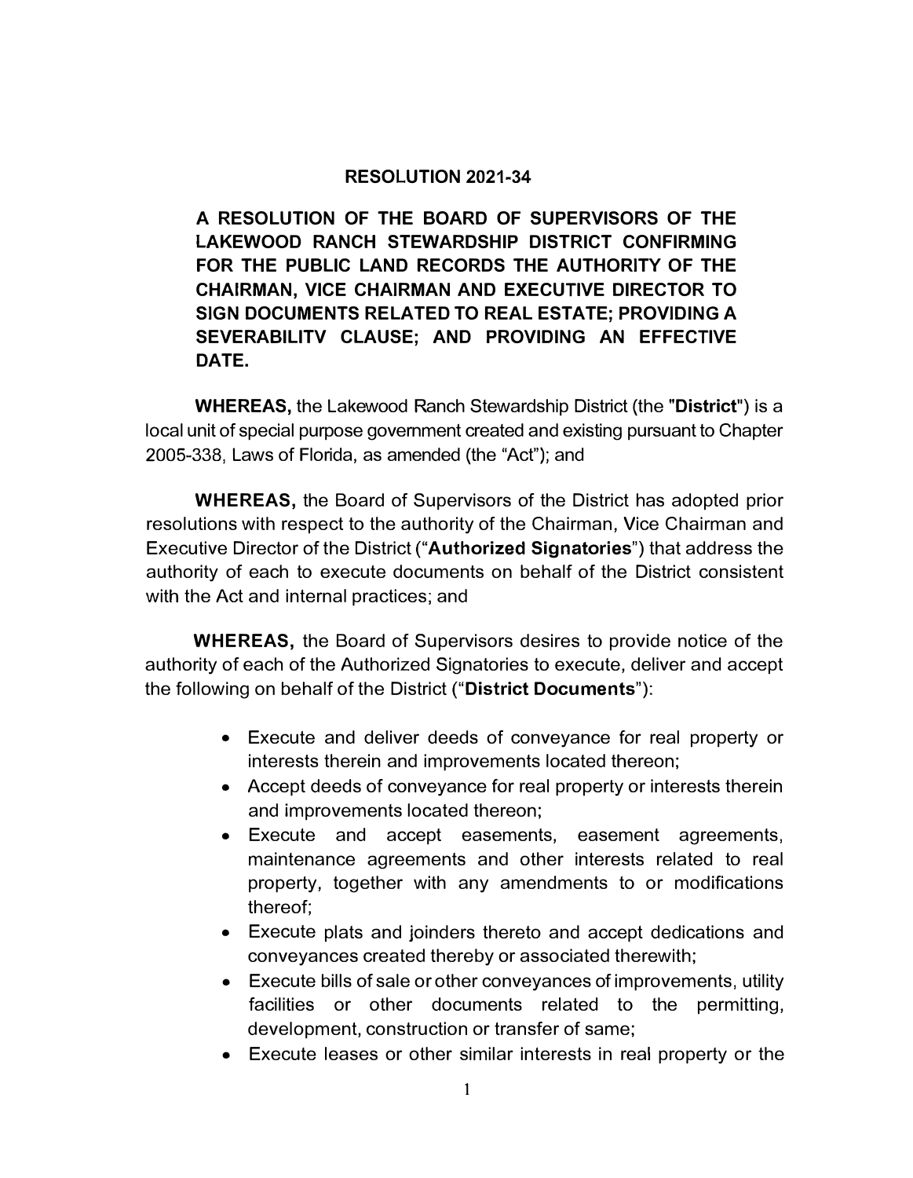# RESOLUTION 2021-34

**A RESOLUTION OF THE BOARD OF SUPERVISORS OF THE LAKEWOOD RANCH STEWARDSHIP DISTRICT CONFIRMING FOR THE PUBLIC LAND RECORDS THE AUTHORITY OF THE CHAIRMAN, VICE CHAIRMAN AND EXECUTIVE DIRECTOR TO SIGN DOCUMENTS RELATED TO REAL ESTATE; PROVIDING A SEVERABILITV CLAUSE; AND PROVIDING AN EFFECTIVE DATE.**

**WHEREAS,** the Lakewood Ranch Stewardship District (the "**District**") is a local unit of special purpose government created and existing pursuant to Chapter 2005-338, Laws of Florida, as amended (the "Act"); and

**WHEREAS,** the Board of Supervisors of the District has adopted prior resolutions with respect to the authority of the Chairman, Vice Chairman and Executive Director of the District ("**Authorized Signatories**") that address the authority of each to execute documents on behalf of the District consistent with the Act and internal practices; and

**WHEREAS,** the Board of Supervisors desires to provide notice of the authority of each of the Authorized Signatories to execute, deliver and accept the following on behalf of the District ("**District Documents**"):

- Execute and deliver deeds of conveyance for real property or interests therein and improvements located thereon;
- Accept deeds of conveyance for real property or interests therein and improvements located thereon;
- Execute and accept easements, easement agreements, maintenance agreements and other interests related to real property, together with any amendments to or modifications thereof;
- Execute plats and joinders thereto and accept dedications and conveyances created thereby or associated therewith;
- Execute bills of sale or other conveyances of improvements, utility facilities or other documents related to the permitting, development, construction or transfer of same;
- Execute leases or other similar interests in real property or the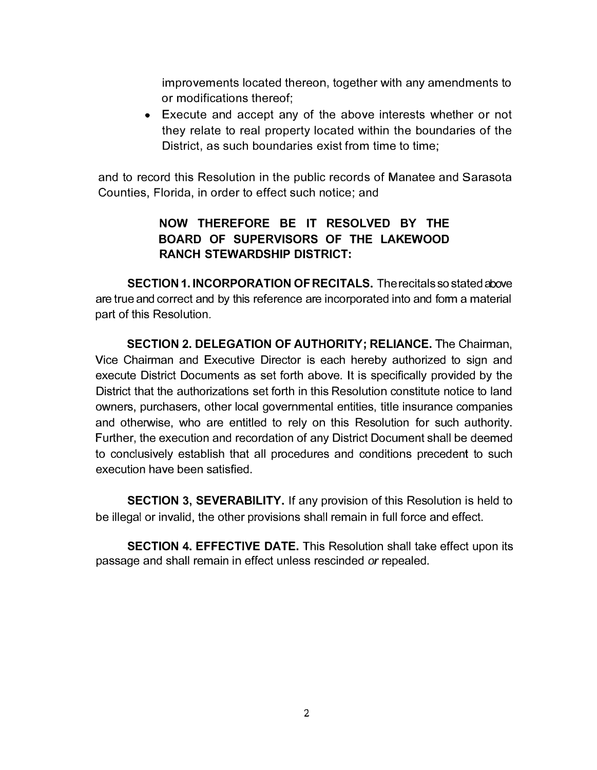improvements located thereon, together with any amendments to or modifications thereof;

- Execute and accept any of the above interests whether or not they relate to real property located within the boundaries of the District, as such boundaries exist from time to time;

and to record this Resolution in the public records of Manatee and Sarasota Counties, Florida, in order to effect such notice; and

**NOW THEREFORE BE IT RESOLVED BY THE BOARD OF SUPERVISORS OF THE LAKEWOOD RANCH STEWARDSHIP DISTRICT:**

**SECTION 1. INCORPORATION OF RECITALS.** The recitals so stated above are true and correct and by this reference are incorporated into and form a material part of this Resolution.

**SECTION 2. DELEGATION OF AUTHORITY; RELIANCE.** The Chairman, Vice Chairman and Executive Director is each hereby authorized to sign and execute District Documents as set forth above. It is specifically provided by the District that the authorizations set forth in this Resolution constitute notice to land owners, purchasers, other local governmental entities, title insurance companies and otherwise, who are entitled to rely on this Resolution for such authority. Further, the execution and recordation of any District Document shall be deemed to conclusively establish that all procedures and conditions precedent to such execution have been satisfied.

**SECTION 3, SEVERABILITY.** If any provision of this Resolution is held to be illegal or invalid, the other provisions shall remain in full force and effect.

**SECTION 4. EFFECTIVE DATE.** This Resolution shall take effect upon its passage and shall remain in effect unless rescinded *or* repealed.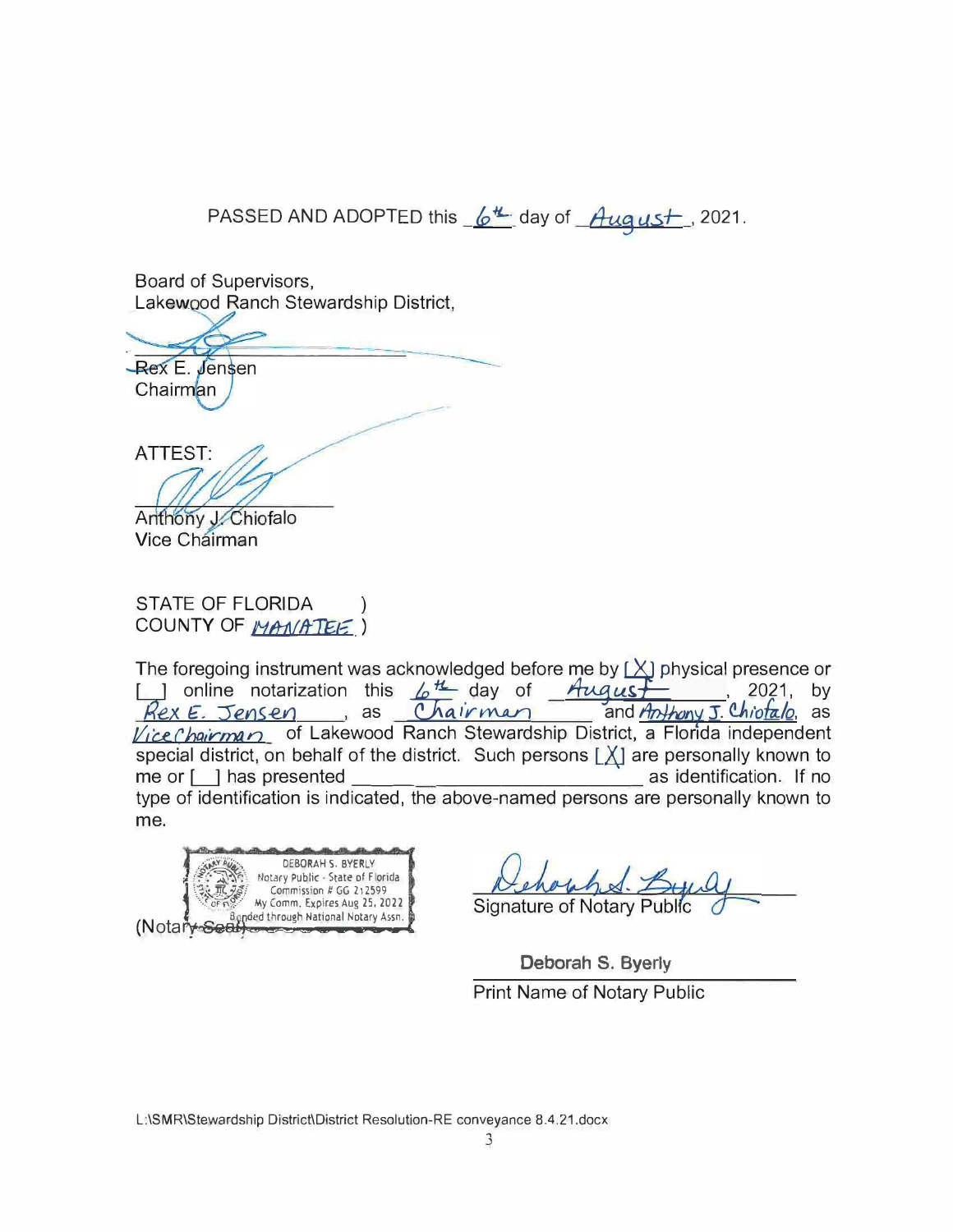PASSED AND ADOPTED this 6th day of August, 2021.

Board of Supervisors,
Lakewood Ranch Stewardship District,

Rex E. Jensen
Chairman

ATTEST:

Anthony J. Chiofalo
Vice Chairman

STATE OF FLORIDA )
COUNTY OF MANATEE )

The foregoing instrument was acknowledged before me by [X] physical presence or [ ] online notarization this 6th day of August, 2021, by Rex E. Jensen, as Chairman and Anthony J. Chiofalo, as Vice Chairman of Lakewood Ranch Stewardship District, a Florida independent special district, on behalf of the district. Such persons [X] are personally known to me or [ ] has presented ______________________ as identification. If no type of identification is indicated, the above-named persons are personally known to me.

DEBORAH S. BYERLY
Notary Public - State of Florida
Commission # GG 212599
My Comm. Expires Aug 25, 2022
Bonded through National Notary Assn.

(Notary Seal)

Signature of Notary Public

Deborah S. Byerly
Print Name of Notary Public

L:\SMR\Stewardship District\District Resolution-RE conveyance 8.4.21.docx